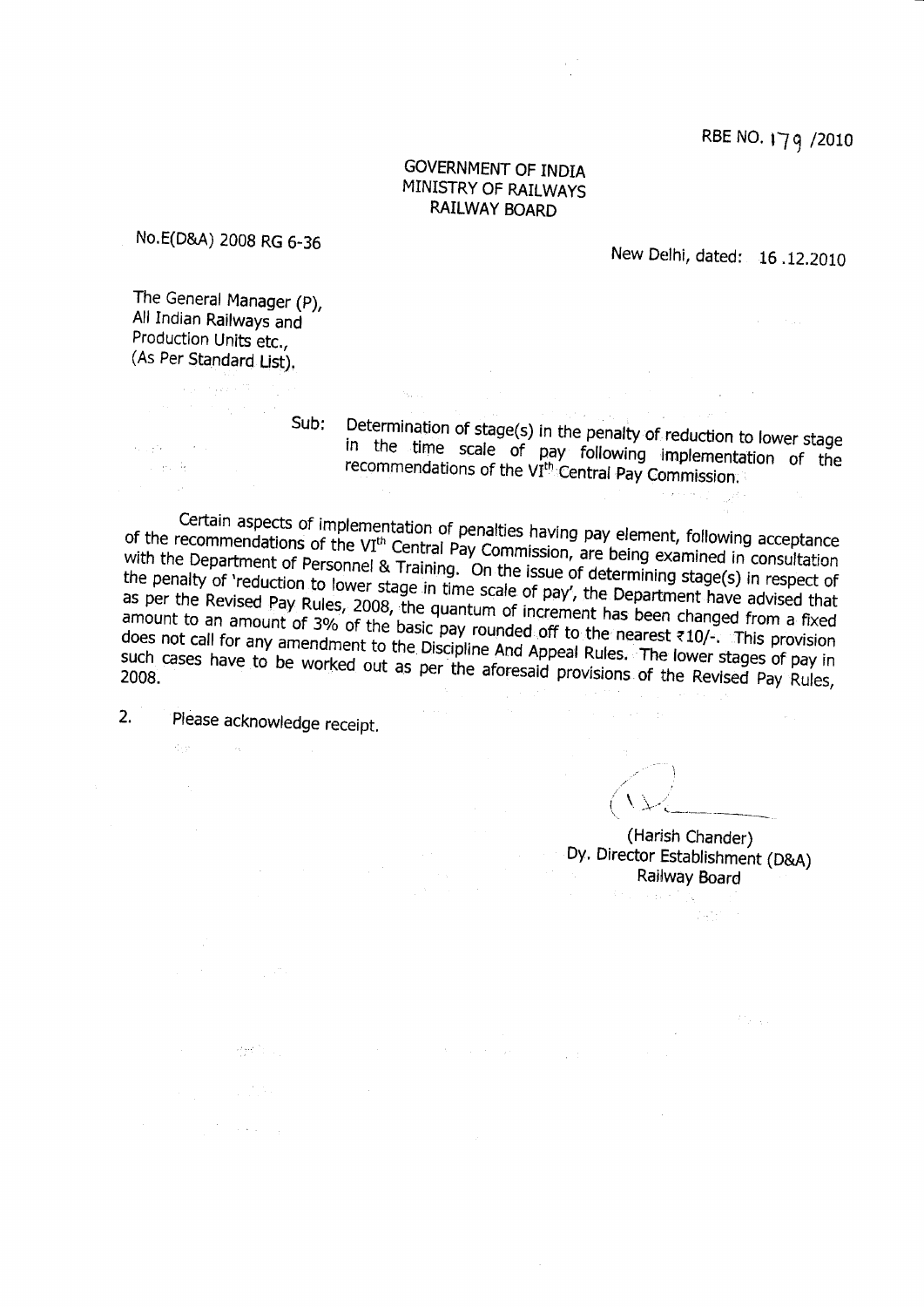RBE NO. 179 /2010

GOVERNMENT OF INDIA
MINISTRY OF RAILWAYS
RAILWAY BOARD

No.E(D&A) 2008 RG 6-36

New Delhi, dated: 16 .12.2010

The General Manager (P),
All Indian Railways and
Production Units etc.,
(As Per Standard List).

Sub: Determination of stage(s) in the penalty of reduction to lower stage in the time scale of pay following implementation of the recommendations of the VI[th] Central Pay Commission.

Certain aspects of implementation of penalties having pay element, following acceptance of the recommendations of the VI[th] Central Pay Commission, are being examined in consultation with the Department of Personnel & Training. On the issue of determining stage(s) in respect of the penalty of 'reduction to lower stage in time scale of pay', the Department have advised that as per the Revised Pay Rules, 2008, the quantum of increment has been changed from a fixed amount to an amount of 3% of the basic pay rounded off to the nearest ₹10/-. This provision does not call for any amendment to the Discipline And Appeal Rules. The lower stages of pay in such cases have to be worked out as per the aforesaid provisions of the Revised Pay Rules, 2008.

2. Please acknowledge receipt.

(Harish Chander)
Dy. Director Establishment (D&A)
Railway Board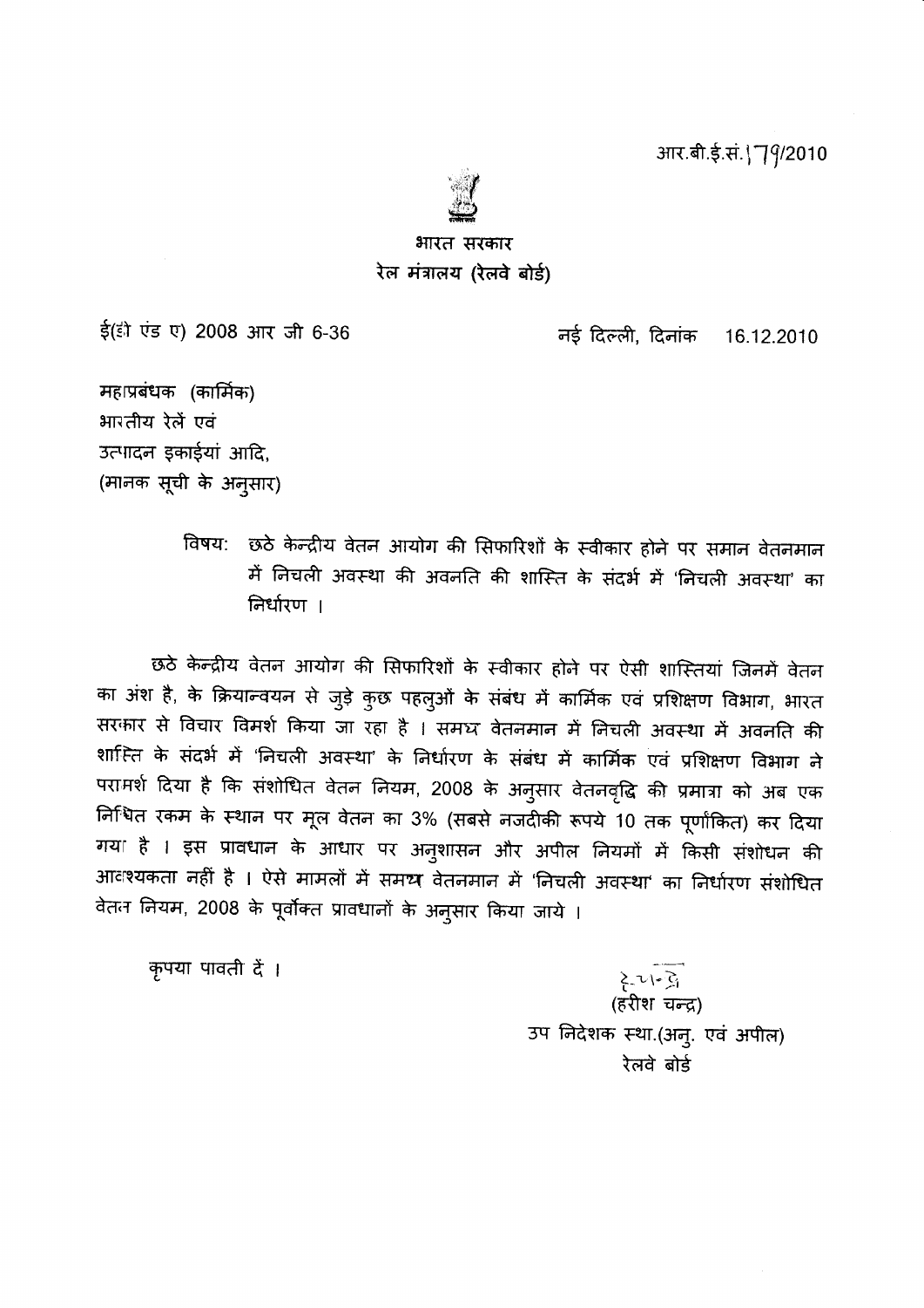आर.बी.ई.सं. 179/2010

भारत सरकार
रेल मंत्रालय (रेलवे बोर्ड)

ई(डी एंड ए) 2008 आर जी 6-36 नई दिल्ली, दिनांक 16.12.2010

महाप्रबंधक (कार्मिक)
भारतीय रेलें एवं
उत्पादन इकाईयां आदि,
(मानक सूची के अनुसार)

विषय: छठे केन्द्रीय वेतन आयोग की सिफारिशों के स्वीकार होने पर समान वेतनमान में निचली अवस्था की अवनति की शास्ति के संदर्भ में 'निचली अवस्था' का निर्धारण ।

छठे केन्द्रीय वेतन आयोग की सिफारिशों के स्वीकार होने पर ऐसी शास्तियां जिनमें वेतन का अंश है, के क्रियान्वयन से जुड़े कुछ पहलुओं के संबंध में कार्मिक एवं प्रशिक्षण विभाग, भारत सरकार से विचार विमर्श किया जा रहा है । समय वेतनमान में निचली अवस्था में अवनति की शास्ति के संदर्भ में 'निचली अवस्था' के निर्धारण के संबंध में कार्मिक एवं प्रशिक्षण विभाग ने परामर्श दिया है कि संशोधित वेतन नियम, 2008 के अनुसार वेतनवृद्धि की प्रमात्रा को अब एक निश्चित रकम के स्थान पर मूल वेतन का 3% (सबसे नजदीकी रूपये 10 तक पूर्णांकित) कर दिया गया है । इस प्रावधान के आधार पर अनुशासन और अपील नियमों में किसी संशोधन की आवश्यकता नहीं है । ऐसे मामलों में समय वेतनमान में 'निचली अवस्था' का निर्धारण संशोधित वेतन नियम, 2008 के पूर्वोक्त प्रावधानों के अनुसार किया जाये ।

कृपया पावती दें ।

(हरीश चन्द्र)
उप निदेशक स्था.(अनु. एवं अपील)
रेलवे बोर्ड